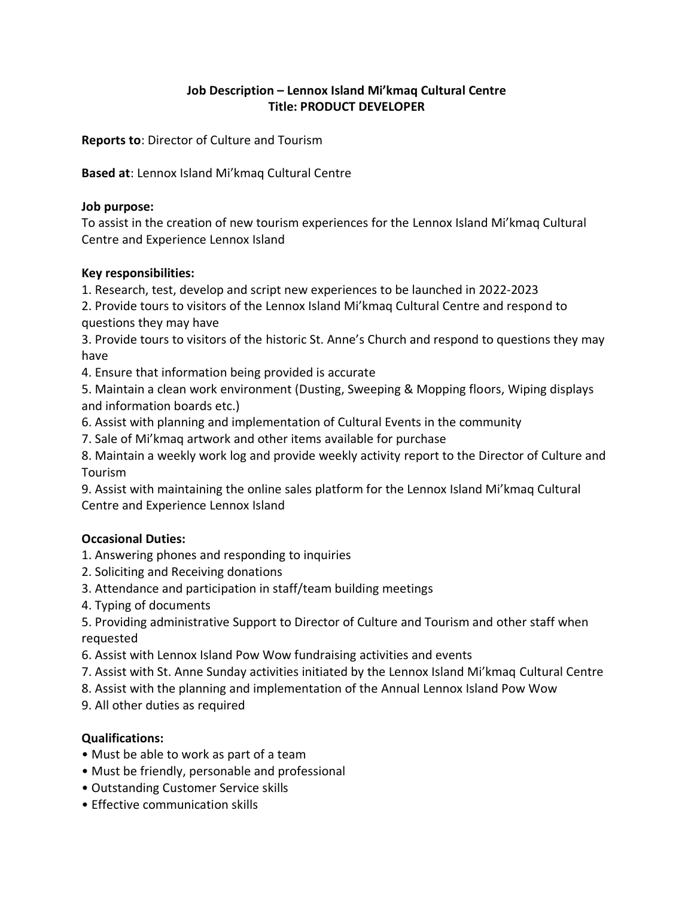# Job Description – Lennox Island Mi'kmaq Cultural Centre
## Title: PRODUCT DEVELOPER

**Reports to**: Director of Culture and Tourism

**Based at**: Lennox Island Mi'kmaq Cultural Centre

**Job purpose:**
To assist in the creation of new tourism experiences for the Lennox Island Mi'kmaq Cultural Centre and Experience Lennox Island

**Key responsibilities:**
1. Research, test, develop and script new experiences to be launched in 2022-2023
2. Provide tours to visitors of the Lennox Island Mi'kmaq Cultural Centre and respond to questions they may have
3. Provide tours to visitors of the historic St. Anne's Church and respond to questions they may have
4. Ensure that information being provided is accurate
5. Maintain a clean work environment (Dusting, Sweeping & Mopping floors, Wiping displays and information boards etc.)
6. Assist with planning and implementation of Cultural Events in the community
7. Sale of Mi'kmaq artwork and other items available for purchase
8. Maintain a weekly work log and provide weekly activity report to the Director of Culture and Tourism
9. Assist with maintaining the online sales platform for the Lennox Island Mi'kmaq Cultural Centre and Experience Lennox Island

**Occasional Duties:**
1. Answering phones and responding to inquiries
2. Soliciting and Receiving donations
3. Attendance and participation in staff/team building meetings
4. Typing of documents
5. Providing administrative Support to Director of Culture and Tourism and other staff when requested
6. Assist with Lennox Island Pow Wow fundraising activities and events
7. Assist with St. Anne Sunday activities initiated by the Lennox Island Mi'kmaq Cultural Centre
8. Assist with the planning and implementation of the Annual Lennox Island Pow Wow
9. All other duties as required

**Qualifications:**
- Must be able to work as part of a team
- Must be friendly, personable and professional
- Outstanding Customer Service skills
- Effective communication skills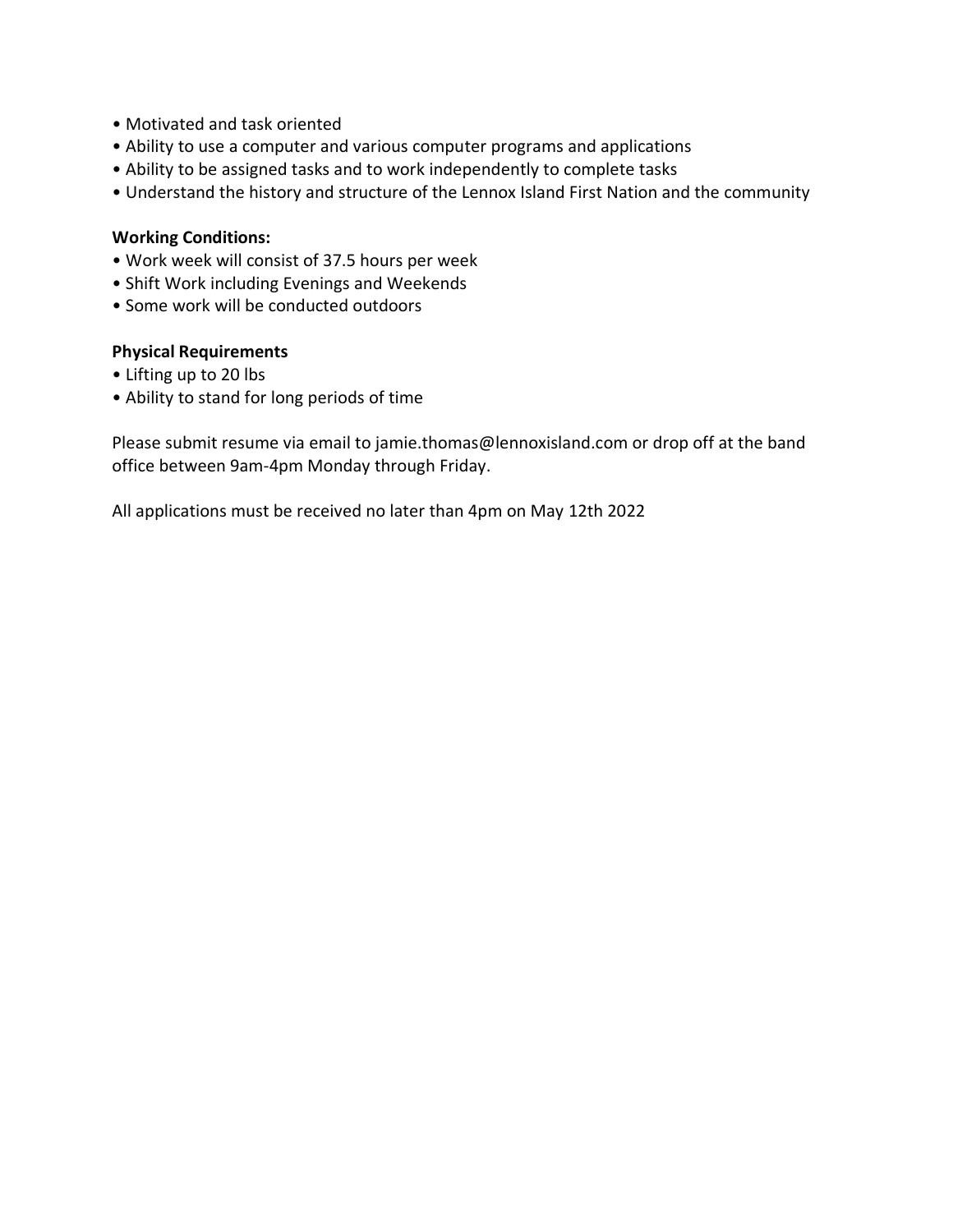- Motivated and task oriented
- Ability to use a computer and various computer programs and applications
- Ability to be assigned tasks and to work independently to complete tasks
- Understand the history and structure of the Lennox Island First Nation and the community

**Working Conditions:**

- Work week will consist of 37.5 hours per week
- Shift Work including Evenings and Weekends
- Some work will be conducted outdoors

**Physical Requirements**

- Lifting up to 20 lbs
- Ability to stand for long periods of time

Please submit resume via email to jamie.thomas@lennoxisland.com or drop off at the band office between 9am-4pm Monday through Friday.

All applications must be received no later than 4pm on May 12th 2022